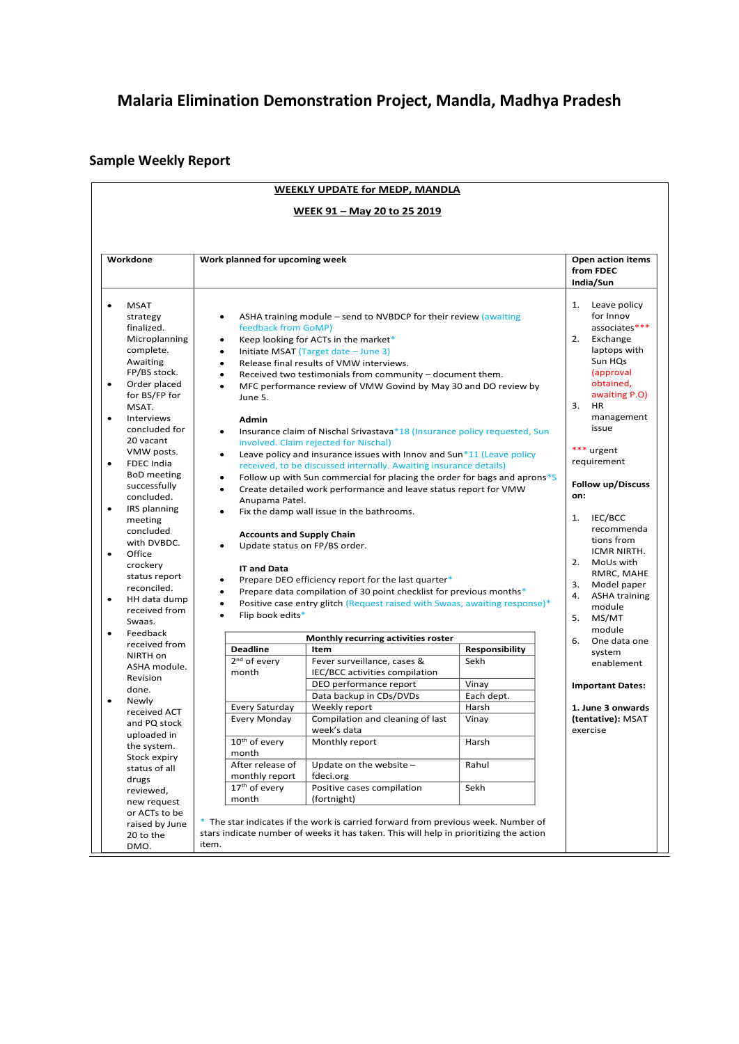# Malaria Elimination Demonstration Project, Mandla, Madhya Pradesh

## Sample Weekly Report

**WEEKLY UPDATE for MEDP, MANDLA**

**WEEK 91 – May 20 to 25 2019**

### Workdone

- MSAT strategy finalized. Microplanning complete. Awaiting FP/BS stock.
- Order placed for BS/FP for MSAT.
- Interviews concluded for 20 vacant VMW posts.
- FDEC India BoD meeting successfully concluded.
- IRS planning meeting concluded with DVBDC.
- Office crockery status report reconciled.
- HH data dump received from Swaas.
- Feedback received from NIRTH on ASHA module. Revision done.
- Newly received ACT and PQ stock uploaded in the system. Stock expiry status of all drugs reviewed, new request or ACTs to be raised by June 20 to the DMO.

### Work planned for upcoming week

- ASHA training module – send to NVBDCP for their review (awaiting feedback from GoMP)
- Keep looking for ACTs in the market*
- Initiate MSAT (Target date – June 3)
- Release final results of VMW interviews.
- Received two testimonials from community – document them.
- MFC performance review of VMW Govind by May 30 and DO review by June 5.

**Admin**

- Insurance claim of Nischal Srivastava*18 (Insurance policy requested, Sun involved. Claim rejected for Nischal)
- Leave policy and insurance issues with Innov and Sun*11 (Leave policy received, to be discussed internally. Awaiting insurance details)
- Follow up with Sun commercial for placing the order for bags and aprons*5
- Create detailed work performance and leave status report for VMW Anupama Patel.
- Fix the damp wall issue in the bathrooms.

**Accounts and Supply Chain**

- Update status on FP/BS order.

**IT and Data**

- Prepare DEO efficiency report for the last quarter*
- Prepare data compilation of 30 point checklist for previous months*
- Positive case entry glitch (Request raised with Swaas, awaiting response)*
- Flip book edits*

**Monthly recurring activities roster**

| Deadline | Item | Responsibility |
|---|---|---|
| 2nd of every month | Fever surveillance, cases & IEC/BCC activities compilation | Sekh |
| | DEO performance report | Vinay |
| | Data backup in CDs/DVDs | Each dept. |
| Every Saturday | Weekly report | Harsh |
| Every Monday | Compilation and cleaning of last week's data | Vinay |
| 10th of every month | Monthly report | Harsh |
| After release of monthly report | Update on the website – fdeci.org | Rahul |
| 17th of every month | Positive cases compilation (fortnight) | Sekh |

\* The star indicates if the work is carried forward from previous week. Number of stars indicate number of weeks it has taken. This will help in prioritizing the action item.

### Open action items from FDEC India/Sun

1. Leave policy for Innov associates***
2. Exchange laptops with Sun HQs (approval obtained, awaiting P.O)
3. HR management issue

*** urgent requirement

**Follow up/Discuss on:**

1. IEC/BCC recommendations from ICMR NIRTH.
2. MoUs with RMRC, MAHE
3. Model paper
4. ASHA training module
5. MS/MT module
6. One data one system enablement

**Important Dates:**

**1. June 3 onwards (tentative):** MSAT exercise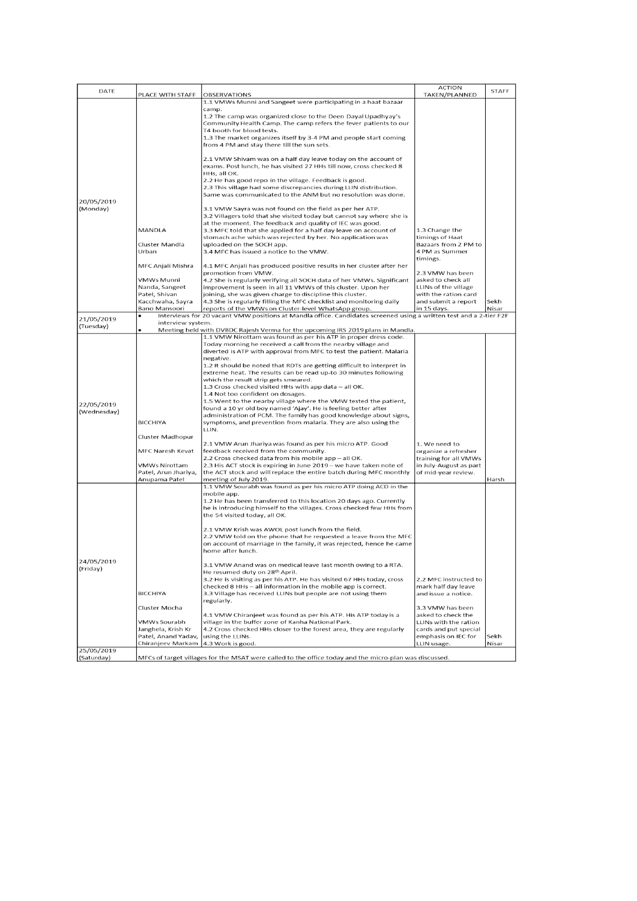| DATE | PLACE WITH STAFF | OBSERVATIONS | ACTION TAKEN/PLANNED | STAFF |
|---|---|---|---|---|
| 20/05/2019 (Monday) | MANDLA<br><br>Cluster Mandla Urban<br><br>MFC Anjali Mishra<br><br>VMWs Munni Nanda, Sangeet Patel, Shivan Kacchwaha, Sayra Bano Mansoori | 1.1 VMWs Munni and Sangeet were participating in a haat bazaar camp.<br>1.2 The camp was organized close to the Deen Dayal Upadhyay's Community Health Camp. The camp refers the fever patients to our T4 booth for blood tests.<br>1.3 The market organizes itself by 3-4 PM and people start coming from 4 PM and stay there till the sun sets.<br><br>2.1 VMW Shivam was on a half day leave today on the account of exams. Post lunch, he has visited 27 HHs till now, cross checked 8 HHs, all OK.<br>2.2 He has good repo in the village. Feedback is good.<br>2.3 This village had some discrepancies during LLIN distribution. Same was communicated to the ANM but no resolution was done.<br><br>3.1 VMW Sayra was not found on the field as per her ATP.<br>3.2 Villagers told that she visited today but cannot say where she is at the moment. The feedback and quality of IEC was good.<br>3.3 MFC told that she applied for a half day leave on account of stomach ache which was rejected by her. No application was uploaded on the SOCH app.<br>3.4 MFC has issued a notice to the VMW.<br><br>4.1 MFC Anjali has produced positive results in her cluster after her promotion from VMW.<br>4.2 She is regularly verifying all SOCH data of her VMWs. Significant improvement is seen in all 11 VMWs of this cluster. Upon her joining, she was given charge to discipline this cluster.<br>4.3 She is regularly filling the MFC checklist and monitoring daily reports of the VMWs on Cluster-level WhatsApp group. | 1.3 Change the timings of Haat Bazaars from 2 PM to 4 PM as Summer timings.<br><br>2.3 VMW has been asked to check all LLINs of the village with the ration card and submit a report in 15 days. | Sekh Nisar |
| 21/05/2019 (Tuesday) | • Interviews for 20 vacant VMW positions at Mandla office. Candidates screened using a written test and a 2-tier F2F interview system.<br>• Meeting held with DVBDC Rajesh Verma for the upcoming IRS 2019 plans in Mandla. | | | |
| 22/05/2019 (Wednesday) | BICCHIYA<br><br>Cluster Madhopur<br><br>MFC Naresh Kevat<br><br>VMWs Nirottam Patel, Arun Jhariya, Anupama Patel | 1.1 VMW Nirottam was found as per his ATP in proper dress code. Today morning he received a call from the nearby village and diverted is ATP with approval from MFC to test the patient. Malaria negative.<br>1.2 It should be noted that RDTs are getting difficult to interpret in extreme heat. The results can be read up-to 30 minutes following which the result strip gets smeared.<br>1.3 Cross checked visited HHs with app data – all OK.<br>1.4 Not too confident on dosages.<br>1.5 Went to the nearby village where the VMW tested the patient, found a 10 yr old boy named 'Ajay'. He is feeling better after administration of PCM. The family has good knowledge about signs, symptoms, and prevention from malaria. They are also using the LLIN.<br><br>2.1 VMW Arun Jhariya was found as per his micro ATP. Good feedback received from the community.<br>2.2 Cross checked data from his mobile app – all OK.<br>2.3 His ACT stock is expiring in June 2019 – we have taken note of the ACT stock and will replace the entire batch during MFC monthly meeting of July 2019. | 1. We need to organize a refresher training for all VMWs in July-August as part of mid-year review. | Harsh |
| 24/05/2019 (Friday) | BICCHIYA<br><br>Cluster Mocha<br><br>VMWs Sourabh Janghela, Krish Kr Patel, Anand Yadav, Chiranjeev Markam | 1.1 VMW Sourabh was found as per his micro ATP doing ACD in the mobile app.<br>1.2 He has been transferred to this location 20 days ago. Currently he is introducing himself to the villages. Cross checked few HHs from the 54 visited today, all OK.<br><br>2.1 VMW Krish was AWOL post lunch from the field.<br>2.2 VMW told on the phone that he requested a leave from the MFC on account of marriage in the family, it was rejected, hence he came home after lunch.<br><br>3.1 VMW Anand was on medical leave last month owing to a RTA. He resumed duty on 28th April.<br>3.2 He is visiting as per his ATP. He has visited 67 HHs today, cross checked 8 HHs – all information in the mobile app is correct.<br>3.3 Village has received LLINs but people are not using them regularly.<br><br>4.1 VMW Chiranjeet was found as per his ATP. His ATP today is a village in the buffer zone of Kanha National Park.<br>4.2 Cross checked HHs closer to the forest area, they are regularly using the LLINs.<br>4.3 Work is good. | 2.2 MFC instructed to mark half day leave and issue a notice.<br><br>3.3 VMW has been asked to check the LLINs with the ration cards and put special emphasis on IEC for LLIN usage. | Sekh Nisar |
| 25/05/2019 (Saturday) | MFCs of target villages for the MSAT were called to the office today and the micro-plan was discussed. | | | |